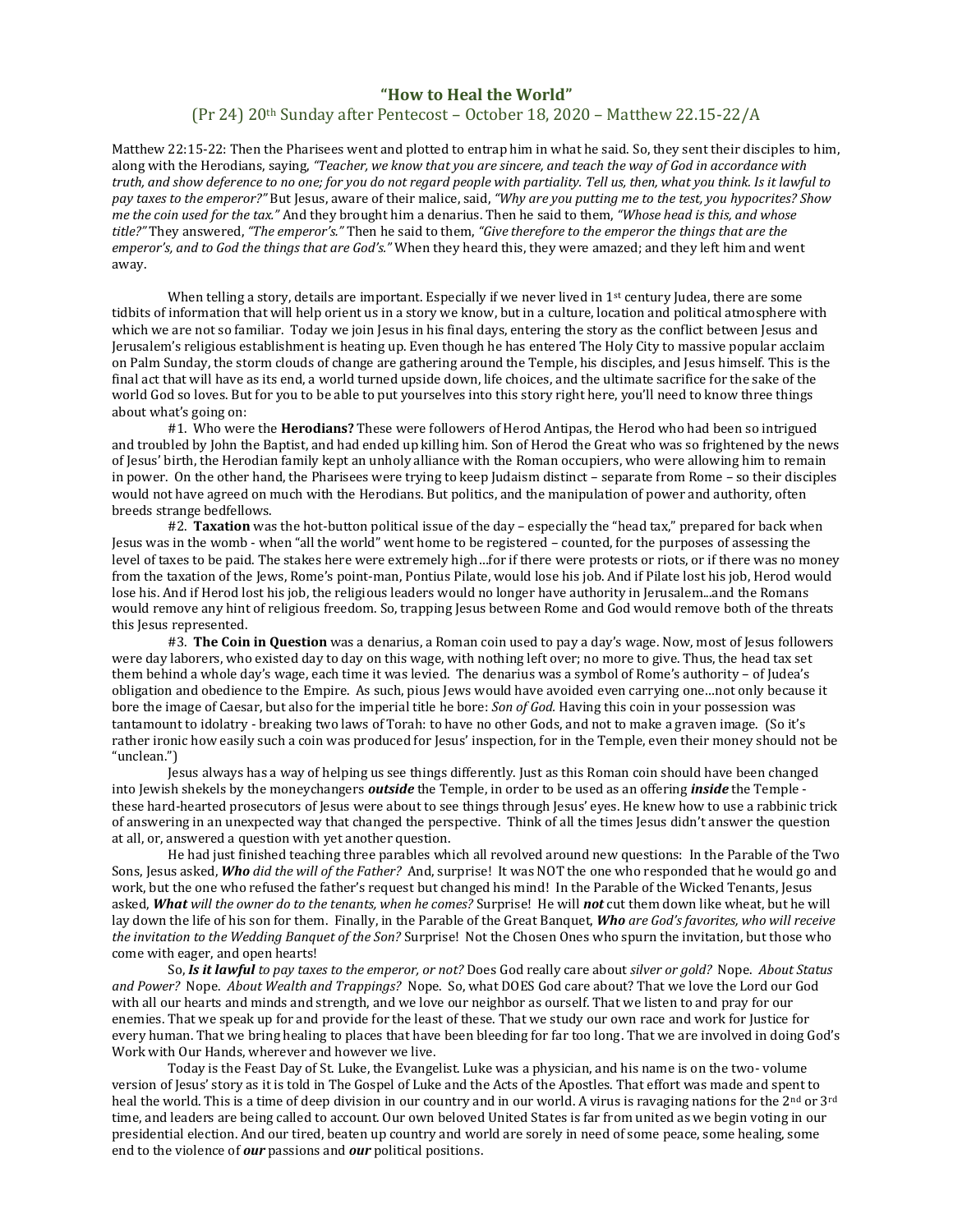# "How to Heal the World"

## (Pr 24) 20th Sunday after Pentecost – October 18, 2020 – Matthew 22.15-22/A

Matthew 22:15-22: Then the Pharisees went and plotted to entrap him in what he said. So, they sent their disciples to him, along with the Herodians, saying, *"Teacher, we know that you are sincere, and teach the way of God in accordance with truth, and show deference to no one; for you do not regard people with partiality. Tell us, then, what you think. Is it lawful to pay taxes to the emperor?"* But Jesus, aware of their malice, said, *"Why are you putting me to the test, you hypocrites? Show me the coin used for the tax."* And they brought him a denarius. Then he said to them, *"Whose head is this, and whose title?"* They answered, *"The emperor's."* Then he said to them, *"Give therefore to the emperor the things that are the emperor's, and to God the things that are God's."* When they heard this, they were amazed; and they left him and went away.

When telling a story, details are important. Especially if we never lived in 1st century Judea, there are some tidbits of information that will help orient us in a story we know, but in a culture, location and political atmosphere with which we are not so familiar. Today we join Jesus in his final days, entering the story as the conflict between Jesus and Jerusalem's religious establishment is heating up. Even though he has entered The Holy City to massive popular acclaim on Palm Sunday, the storm clouds of change are gathering around the Temple, his disciples, and Jesus himself. This is the final act that will have as its end, a world turned upside down, life choices, and the ultimate sacrifice for the sake of the world God so loves. But for you to be able to put yourselves into this story right here, you'll need to know three things about what's going on:

#1. Who were the **Herodians?** These were followers of Herod Antipas, the Herod who had been so intrigued and troubled by John the Baptist, and had ended up killing him. Son of Herod the Great who was so frightened by the news of Jesus' birth, the Herodian family kept an unholy alliance with the Roman occupiers, who were allowing him to remain in power. On the other hand, the Pharisees were trying to keep Judaism distinct – separate from Rome – so their disciples would not have agreed on much with the Herodians. But politics, and the manipulation of power and authority, often breeds strange bedfellows.

#2. **Taxation** was the hot-button political issue of the day – especially the "head tax," prepared for back when Jesus was in the womb - when "all the world" went home to be registered – counted, for the purposes of assessing the level of taxes to be paid. The stakes here were extremely high…for if there were protests or riots, or if there was no money from the taxation of the Jews, Rome's point-man, Pontius Pilate, would lose his job. And if Pilate lost his job, Herod would lose his. And if Herod lost his job, the religious leaders would no longer have authority in Jerusalem...and the Romans would remove any hint of religious freedom. So, trapping Jesus between Rome and God would remove both of the threats this Jesus represented.

#3. **The Coin in Question** was a denarius, a Roman coin used to pay a day's wage. Now, most of Jesus followers were day laborers, who existed day to day on this wage, with nothing left over; no more to give. Thus, the head tax set them behind a whole day's wage, each time it was levied. The denarius was a symbol of Rome's authority – of Judea's obligation and obedience to the Empire. As such, pious Jews would have avoided even carrying one…not only because it bore the image of Caesar, but also for the imperial title he bore: *Son of God.* Having this coin in your possession was tantamount to idolatry - breaking two laws of Torah: to have no other Gods, and not to make a graven image. (So it's rather ironic how easily such a coin was produced for Jesus' inspection, for in the Temple, even their money should not be "unclean.")

Jesus always has a way of helping us see things differently. Just as this Roman coin should have been changed into Jewish shekels by the moneychangers ***outside*** the Temple, in order to be used as an offering ***inside*** the Temple - these hard-hearted prosecutors of Jesus were about to see things through Jesus' eyes. He knew how to use a rabbinic trick of answering in an unexpected way that changed the perspective. Think of all the times Jesus didn't answer the question at all, or, answered a question with yet another question.

He had just finished teaching three parables which all revolved around new questions: In the Parable of the Two Sons, Jesus asked, ***Who*** *did the will of the Father?* And, surprise! It was NOT the one who responded that he would go and work, but the one who refused the father's request but changed his mind! In the Parable of the Wicked Tenants, Jesus asked, ***What*** *will the owner do to the tenants, when he comes?* Surprise! He will ***not*** cut them down like wheat, but he will lay down the life of his son for them. Finally, in the Parable of the Great Banquet, ***Who*** *are God's favorites, who will receive the invitation to the Wedding Banquet of the Son?* Surprise! Not the Chosen Ones who spurn the invitation, but those who come with eager, and open hearts!

So, ***Is it lawful*** *to pay taxes to the emperor, or not?* Does God really care about *silver or gold?* Nope. *About Status and Power?* Nope. *About Wealth and Trappings?* Nope. So, what DOES God care about? That we love the Lord our God with all our hearts and minds and strength, and we love our neighbor as ourself. That we listen to and pray for our enemies. That we speak up for and provide for the least of these. That we study our own race and work for Justice for every human. That we bring healing to places that have been bleeding for far too long. That we are involved in doing God's Work with Our Hands, wherever and however we live.

Today is the Feast Day of St. Luke, the Evangelist. Luke was a physician, and his name is on the two- volume version of Jesus' story as it is told in The Gospel of Luke and the Acts of the Apostles. That effort was made and spent to heal the world. This is a time of deep division in our country and in our world. A virus is ravaging nations for the 2nd or 3rd time, and leaders are being called to account. Our own beloved United States is far from united as we begin voting in our presidential election. And our tired, beaten up country and world are sorely in need of some peace, some healing, some end to the violence of ***our*** passions and ***our*** political positions.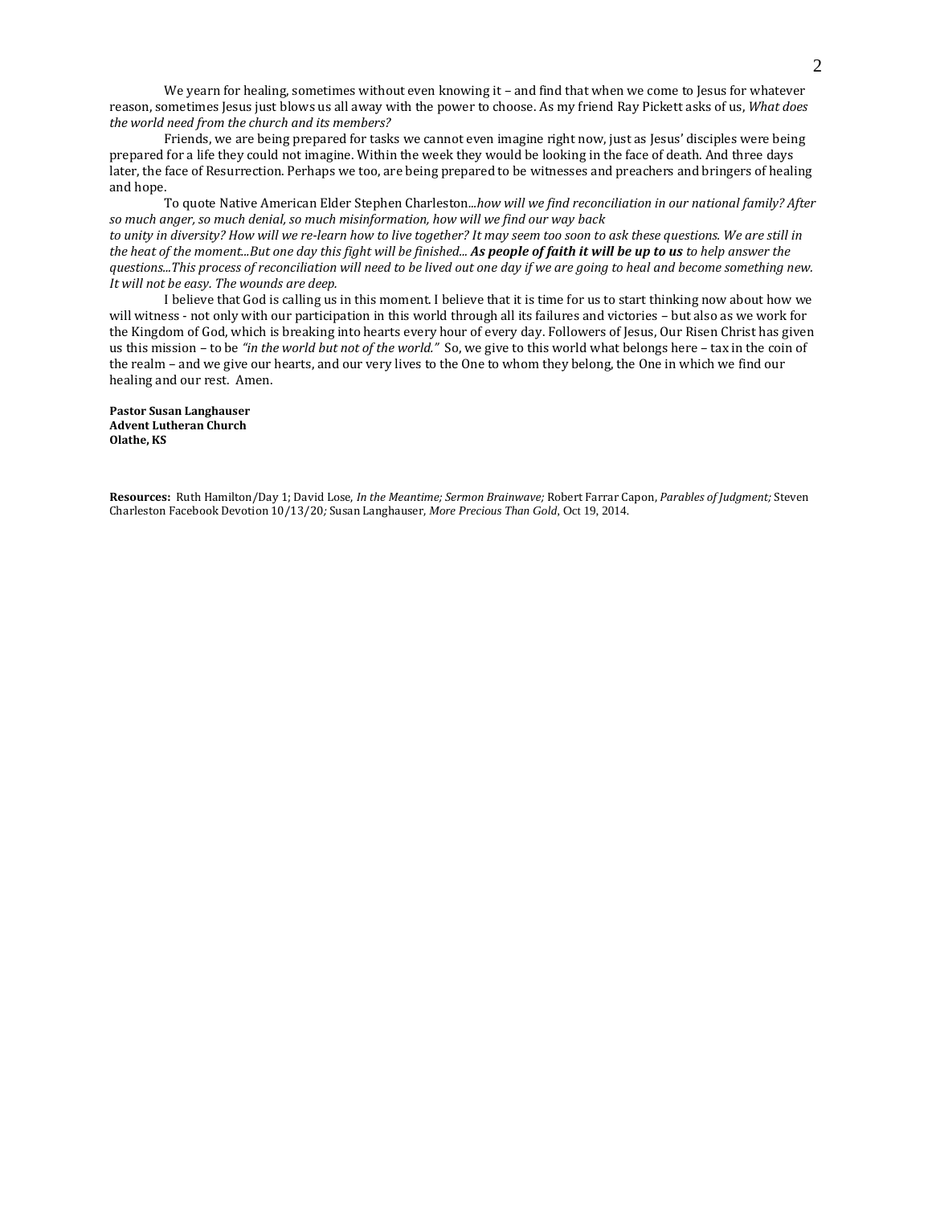We yearn for healing, sometimes without even knowing it – and find that when we come to Jesus for whatever reason, sometimes Jesus just blows us all away with the power to choose. As my friend Ray Pickett asks of us, *What does the world need from the church and its members?*

Friends, we are being prepared for tasks we cannot even imagine right now, just as Jesus' disciples were being prepared for a life they could not imagine. Within the week they would be looking in the face of death. And three days later, the face of Resurrection. Perhaps we too, are being prepared to be witnesses and preachers and bringers of healing and hope.

To quote Native American Elder Stephen Charleston...*how will we find reconciliation in our national family? After so much anger, so much denial, so much misinformation, how will we find our way back to unity in diversity? How will we re-learn how to live together? It may seem too soon to ask these questions. We are still in the heat of the moment...But one day this fight will be finished...* ***As people of faith it will be up to us*** *to help answer the questions...This process of reconciliation will need to be lived out one day if we are going to heal and become something new. It will not be easy. The wounds are deep.*

I believe that God is calling us in this moment. I believe that it is time for us to start thinking now about how we will witness - not only with our participation in this world through all its failures and victories – but also as we work for the Kingdom of God, which is breaking into hearts every hour of every day. Followers of Jesus, Our Risen Christ has given us this mission – to be *"in the world but not of the world."* So, we give to this world what belongs here – tax in the coin of the realm – and we give our hearts, and our very lives to the One to whom they belong, the One in which we find our healing and our rest. Amen.

**Pastor Susan Langhauser**
**Advent Lutheran Church**
**Olathe, KS**

**Resources:** Ruth Hamilton/Day 1; David Lose, *In the Meantime; Sermon Brainwave;* Robert Farrar Capon, *Parables of Judgment;* Steven Charleston Facebook Devotion 10/13/20*;* Susan Langhauser, *More Precious Than Gold*, Oct 19, 2014.